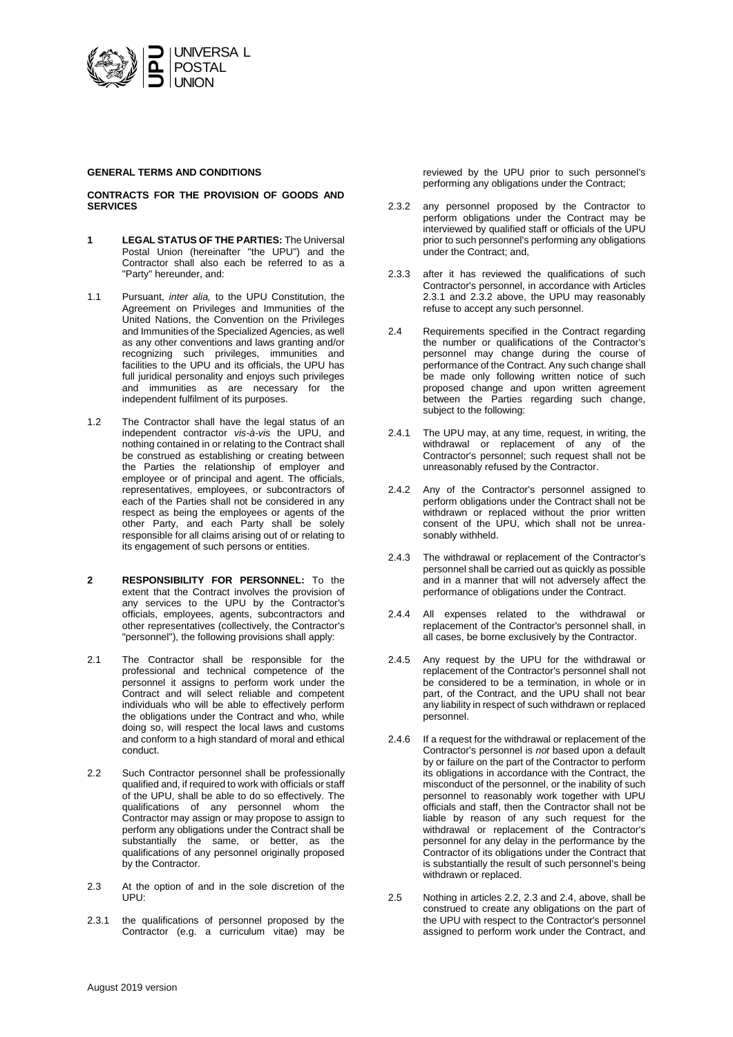**GENERAL TERMS AND CONDITIONS**

**CONTRACTS FOR THE PROVISION OF GOODS AND SERVICES**

**1 LEGAL STATUS OF THE PARTIES:** The Universal Postal Union (hereinafter "the UPU") and the Contractor shall also each be referred to as a "Party" hereunder, and:

1.1 Pursuant, *inter alia,* to the UPU Constitution, the Agreement on Privileges and Immunities of the United Nations, the Convention on the Privileges and Immunities of the Specialized Agencies, as well as any other conventions and laws granting and/or recognizing such privileges, immunities and facilities to the UPU and its officials, the UPU has full juridical personality and enjoys such privileges and immunities as are necessary for the independent fulfilment of its purposes.

1.2 The Contractor shall have the legal status of an independent contractor *vis-à-vis* the UPU, and nothing contained in or relating to the Contract shall be construed as establishing or creating between the Parties the relationship of employer and employee or of principal and agent. The officials, representatives, employees, or subcontractors of each of the Parties shall not be considered in any respect as being the employees or agents of the other Party, and each Party shall be solely responsible for all claims arising out of or relating to its engagement of such persons or entities.

**2 RESPONSIBILITY FOR PERSONNEL:** To the extent that the Contract involves the provision of any services to the UPU by the Contractor's officials, employees, agents, subcontractors and other representatives (collectively, the Contractor's "personnel"), the following provisions shall apply:

2.1 The Contractor shall be responsible for the professional and technical competence of the personnel it assigns to perform work under the Contract and will select reliable and competent individuals who will be able to effectively perform the obligations under the Contract and who, while doing so, will respect the local laws and customs and conform to a high standard of moral and ethical conduct.

2.2 Such Contractor personnel shall be professionally qualified and, if required to work with officials or staff of the UPU, shall be able to do so effectively. The qualifications of any personnel whom the Contractor may assign or may propose to assign to perform any obligations under the Contract shall be substantially the same, or better, as the qualifications of any personnel originally proposed by the Contractor.

2.3 At the option of and in the sole discretion of the UPU:

2.3.1 the qualifications of personnel proposed by the Contractor (e.g. a curriculum vitae) may be reviewed by the UPU prior to such personnel's performing any obligations under the Contract;

2.3.2 any personnel proposed by the Contractor to perform obligations under the Contract may be interviewed by qualified staff or officials of the UPU prior to such personnel's performing any obligations under the Contract; and,

2.3.3 after it has reviewed the qualifications of such Contractor's personnel, in accordance with Articles 2.3.1 and 2.3.2 above, the UPU may reasonably refuse to accept any such personnel.

2.4 Requirements specified in the Contract regarding the number or qualifications of the Contractor's personnel may change during the course of performance of the Contract. Any such change shall be made only following written notice of such proposed change and upon written agreement between the Parties regarding such change, subject to the following:

2.4.1 The UPU may, at any time, request, in writing, the withdrawal or replacement of any of the Contractor's personnel; such request shall not be unreasonably refused by the Contractor.

2.4.2 Any of the Contractor's personnel assigned to perform obligations under the Contract shall not be withdrawn or replaced without the prior written consent of the UPU, which shall not be unreasonably withheld.

2.4.3 The withdrawal or replacement of the Contractor's personnel shall be carried out as quickly as possible and in a manner that will not adversely affect the performance of obligations under the Contract.

2.4.4 All expenses related to the withdrawal or replacement of the Contractor's personnel shall, in all cases, be borne exclusively by the Contractor.

2.4.5 Any request by the UPU for the withdrawal or replacement of the Contractor's personnel shall not be considered to be a termination, in whole or in part, of the Contract, and the UPU shall not bear any liability in respect of such withdrawn or replaced personnel.

2.4.6 If a request for the withdrawal or replacement of the Contractor's personnel is *not* based upon a default by or failure on the part of the Contractor to perform its obligations in accordance with the Contract, the misconduct of the personnel, or the inability of such personnel to reasonably work together with UPU officials and staff, then the Contractor shall not be liable by reason of any such request for the withdrawal or replacement of the Contractor's personnel for any delay in the performance by the Contractor of its obligations under the Contract that is substantially the result of such personnel's being withdrawn or replaced.

2.5 Nothing in articles 2.2, 2.3 and 2.4, above, shall be construed to create any obligations on the part of the UPU with respect to the Contractor's personnel assigned to perform work under the Contract, and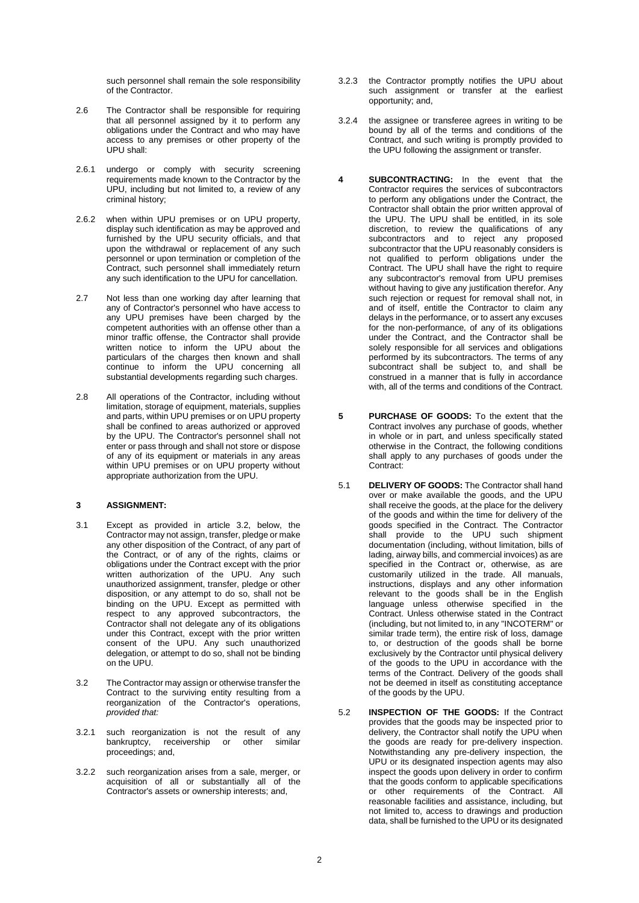such personnel shall remain the sole responsibility of the Contractor.

2.6 The Contractor shall be responsible for requiring that all personnel assigned by it to perform any obligations under the Contract and who may have access to any premises or other property of the UPU shall:

2.6.1 undergo or comply with security screening requirements made known to the Contractor by the UPU, including but not limited to, a review of any criminal history;

2.6.2 when within UPU premises or on UPU property, display such identification as may be approved and furnished by the UPU security officials, and that upon the withdrawal or replacement of any such personnel or upon termination or completion of the Contract, such personnel shall immediately return any such identification to the UPU for cancellation.

2.7 Not less than one working day after learning that any of Contractor's personnel who have access to any UPU premises have been charged by the competent authorities with an offense other than a minor traffic offense, the Contractor shall provide written notice to inform the UPU about the particulars of the charges then known and shall continue to inform the UPU concerning all substantial developments regarding such charges.

2.8 All operations of the Contractor, including without limitation, storage of equipment, materials, supplies and parts, within UPU premises or on UPU property shall be confined to areas authorized or approved by the UPU. The Contractor's personnel shall not enter or pass through and shall not store or dispose of any of its equipment or materials in any areas within UPU premises or on UPU property without appropriate authorization from the UPU.

**3 ASSIGNMENT:**

3.1 Except as provided in article 3.2, below, the Contractor may not assign, transfer, pledge or make any other disposition of the Contract, of any part of the Contract, or of any of the rights, claims or obligations under the Contract except with the prior written authorization of the UPU. Any such unauthorized assignment, transfer, pledge or other disposition, or any attempt to do so, shall not be binding on the UPU. Except as permitted with respect to any approved subcontractors, the Contractor shall not delegate any of its obligations under this Contract, except with the prior written consent of the UPU. Any such unauthorized delegation, or attempt to do so, shall not be binding on the UPU.

3.2 The Contractor may assign or otherwise transfer the Contract to the surviving entity resulting from a reorganization of the Contractor's operations, *provided that:*

3.2.1 such reorganization is not the result of any bankruptcy, receivership or other similar proceedings; and,

3.2.2 such reorganization arises from a sale, merger, or acquisition of all or substantially all of the Contractor's assets or ownership interests; and,

3.2.3 the Contractor promptly notifies the UPU about such assignment or transfer at the earliest opportunity; and,

3.2.4 the assignee or transferee agrees in writing to be bound by all of the terms and conditions of the Contract, and such writing is promptly provided to the UPU following the assignment or transfer.

**4 SUBCONTRACTING:** In the event that the Contractor requires the services of subcontractors to perform any obligations under the Contract, the Contractor shall obtain the prior written approval of the UPU. The UPU shall be entitled, in its sole discretion, to review the qualifications of any subcontractors and to reject any proposed subcontractor that the UPU reasonably considers is not qualified to perform obligations under the Contract. The UPU shall have the right to require any subcontractor's removal from UPU premises without having to give any justification therefor. Any such rejection or request for removal shall not, in and of itself, entitle the Contractor to claim any delays in the performance, or to assert any excuses for the non-performance, of any of its obligations under the Contract, and the Contractor shall be solely responsible for all services and obligations performed by its subcontractors. The terms of any subcontract shall be subject to, and shall be construed in a manner that is fully in accordance with, all of the terms and conditions of the Contract.

**5 PURCHASE OF GOODS:** To the extent that the Contract involves any purchase of goods, whether in whole or in part, and unless specifically stated otherwise in the Contract, the following conditions shall apply to any purchases of goods under the Contract:

5.1 **DELIVERY OF GOODS:** The Contractor shall hand over or make available the goods, and the UPU shall receive the goods, at the place for the delivery of the goods and within the time for delivery of the goods specified in the Contract. The Contractor shall provide to the UPU such shipment documentation (including, without limitation, bills of lading, airway bills, and commercial invoices) as are specified in the Contract or, otherwise, as are customarily utilized in the trade. All manuals, instructions, displays and any other information relevant to the goods shall be in the English language unless otherwise specified in the Contract. Unless otherwise stated in the Contract (including, but not limited to, in any "INCOTERM" or similar trade term), the entire risk of loss, damage to, or destruction of the goods shall be borne exclusively by the Contractor until physical delivery of the goods to the UPU in accordance with the terms of the Contract. Delivery of the goods shall not be deemed in itself as constituting acceptance of the goods by the UPU.

5.2 **INSPECTION OF THE GOODS:** If the Contract provides that the goods may be inspected prior to delivery, the Contractor shall notify the UPU when the goods are ready for pre-delivery inspection. Notwithstanding any pre-delivery inspection, the UPU or its designated inspection agents may also inspect the goods upon delivery in order to confirm that the goods conform to applicable specifications or other requirements of the Contract. All reasonable facilities and assistance, including, but not limited to, access to drawings and production data, shall be furnished to the UPU or its designated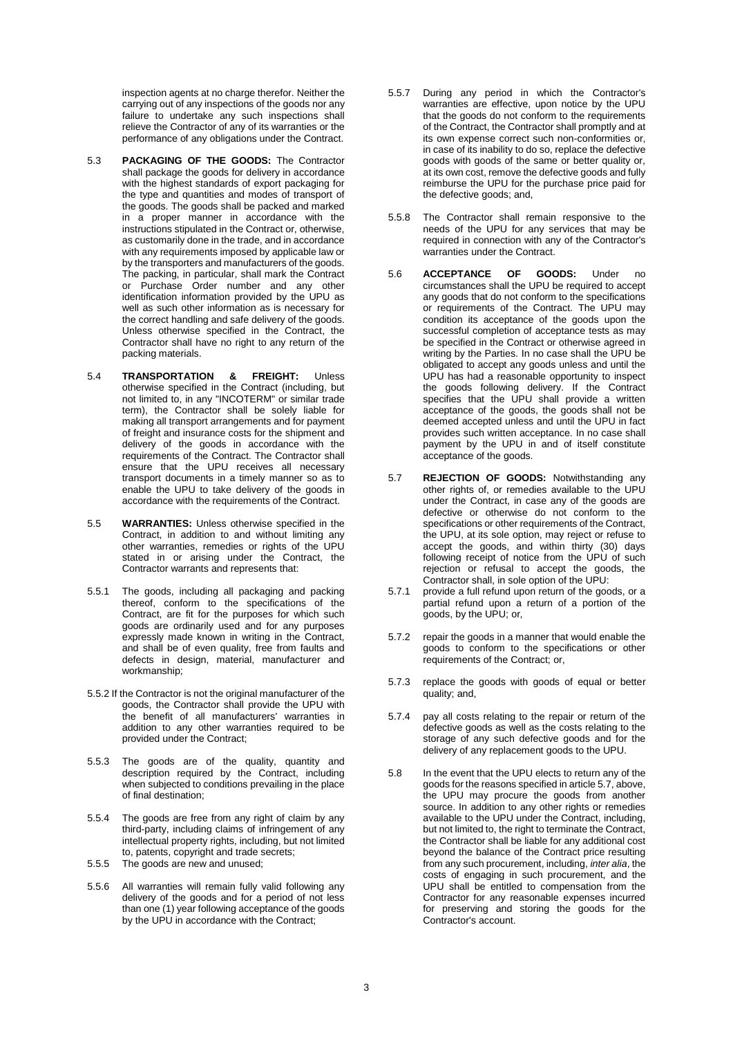inspection agents at no charge therefor. Neither the carrying out of any inspections of the goods nor any failure to undertake any such inspections shall relieve the Contractor of any of its warranties or the performance of any obligations under the Contract.

5.3 **PACKAGING OF THE GOODS:** The Contractor shall package the goods for delivery in accordance with the highest standards of export packaging for the type and quantities and modes of transport of the goods. The goods shall be packed and marked in a proper manner in accordance with the instructions stipulated in the Contract or, otherwise, as customarily done in the trade, and in accordance with any requirements imposed by applicable law or by the transporters and manufacturers of the goods. The packing, in particular, shall mark the Contract or Purchase Order number and any other identification information provided by the UPU as well as such other information as is necessary for the correct handling and safe delivery of the goods. Unless otherwise specified in the Contract, the Contractor shall have no right to any return of the packing materials.

5.4 **TRANSPORTATION & FREIGHT:** Unless otherwise specified in the Contract (including, but not limited to, in any "INCOTERM" or similar trade term), the Contractor shall be solely liable for making all transport arrangements and for payment of freight and insurance costs for the shipment and delivery of the goods in accordance with the requirements of the Contract. The Contractor shall ensure that the UPU receives all necessary transport documents in a timely manner so as to enable the UPU to take delivery of the goods in accordance with the requirements of the Contract.

5.5 **WARRANTIES:** Unless otherwise specified in the Contract, in addition to and without limiting any other warranties, remedies or rights of the UPU stated in or arising under the Contract, the Contractor warrants and represents that:

5.5.1 The goods, including all packaging and packing thereof, conform to the specifications of the Contract, are fit for the purposes for which such goods are ordinarily used and for any purposes expressly made known in writing in the Contract, and shall be of even quality, free from faults and defects in design, material, manufacturer and workmanship;

5.5.2 If the Contractor is not the original manufacturer of the goods, the Contractor shall provide the UPU with the benefit of all manufacturers' warranties in addition to any other warranties required to be provided under the Contract;

5.5.3 The goods are of the quality, quantity and description required by the Contract, including when subjected to conditions prevailing in the place of final destination;

5.5.4 The goods are free from any right of claim by any third-party, including claims of infringement of any intellectual property rights, including, but not limited to, patents, copyright and trade secrets;

5.5.5 The goods are new and unused;

5.5.6 All warranties will remain fully valid following any delivery of the goods and for a period of not less than one (1) year following acceptance of the goods by the UPU in accordance with the Contract;

5.5.7 During any period in which the Contractor's warranties are effective, upon notice by the UPU that the goods do not conform to the requirements of the Contract, the Contractor shall promptly and at its own expense correct such non-conformities or, in case of its inability to do so, replace the defective goods with goods of the same or better quality or, at its own cost, remove the defective goods and fully reimburse the UPU for the purchase price paid for the defective goods; and,

5.5.8 The Contractor shall remain responsive to the needs of the UPU for any services that may be required in connection with any of the Contractor's warranties under the Contract.

5.6 **ACCEPTANCE OF GOODS:** Under no circumstances shall the UPU be required to accept any goods that do not conform to the specifications or requirements of the Contract. The UPU may condition its acceptance of the goods upon the successful completion of acceptance tests as may be specified in the Contract or otherwise agreed in writing by the Parties. In no case shall the UPU be obligated to accept any goods unless and until the UPU has had a reasonable opportunity to inspect the goods following delivery. If the Contract specifies that the UPU shall provide a written acceptance of the goods, the goods shall not be deemed accepted unless and until the UPU in fact provides such written acceptance. In no case shall payment by the UPU in and of itself constitute acceptance of the goods.

5.7 **REJECTION OF GOODS:** Notwithstanding any other rights of, or remedies available to the UPU under the Contract, in case any of the goods are defective or otherwise do not conform to the specifications or other requirements of the Contract, the UPU, at its sole option, may reject or refuse to accept the goods, and within thirty (30) days following receipt of notice from the UPU of such rejection or refusal to accept the goods, the Contractor shall, in sole option of the UPU:

5.7.1 provide a full refund upon return of the goods, or a partial refund upon a return of a portion of the goods, by the UPU; or,

5.7.2 repair the goods in a manner that would enable the goods to conform to the specifications or other requirements of the Contract; or,

5.7.3 replace the goods with goods of equal or better quality; and,

5.7.4 pay all costs relating to the repair or return of the defective goods as well as the costs relating to the storage of any such defective goods and for the delivery of any replacement goods to the UPU.

5.8 In the event that the UPU elects to return any of the goods for the reasons specified in article 5.7, above, the UPU may procure the goods from another source. In addition to any other rights or remedies available to the UPU under the Contract, including, but not limited to, the right to terminate the Contract, the Contractor shall be liable for any additional cost beyond the balance of the Contract price resulting from any such procurement, including, *inter alia*, the costs of engaging in such procurement, and the UPU shall be entitled to compensation from the Contractor for any reasonable expenses incurred for preserving and storing the goods for the Contractor's account.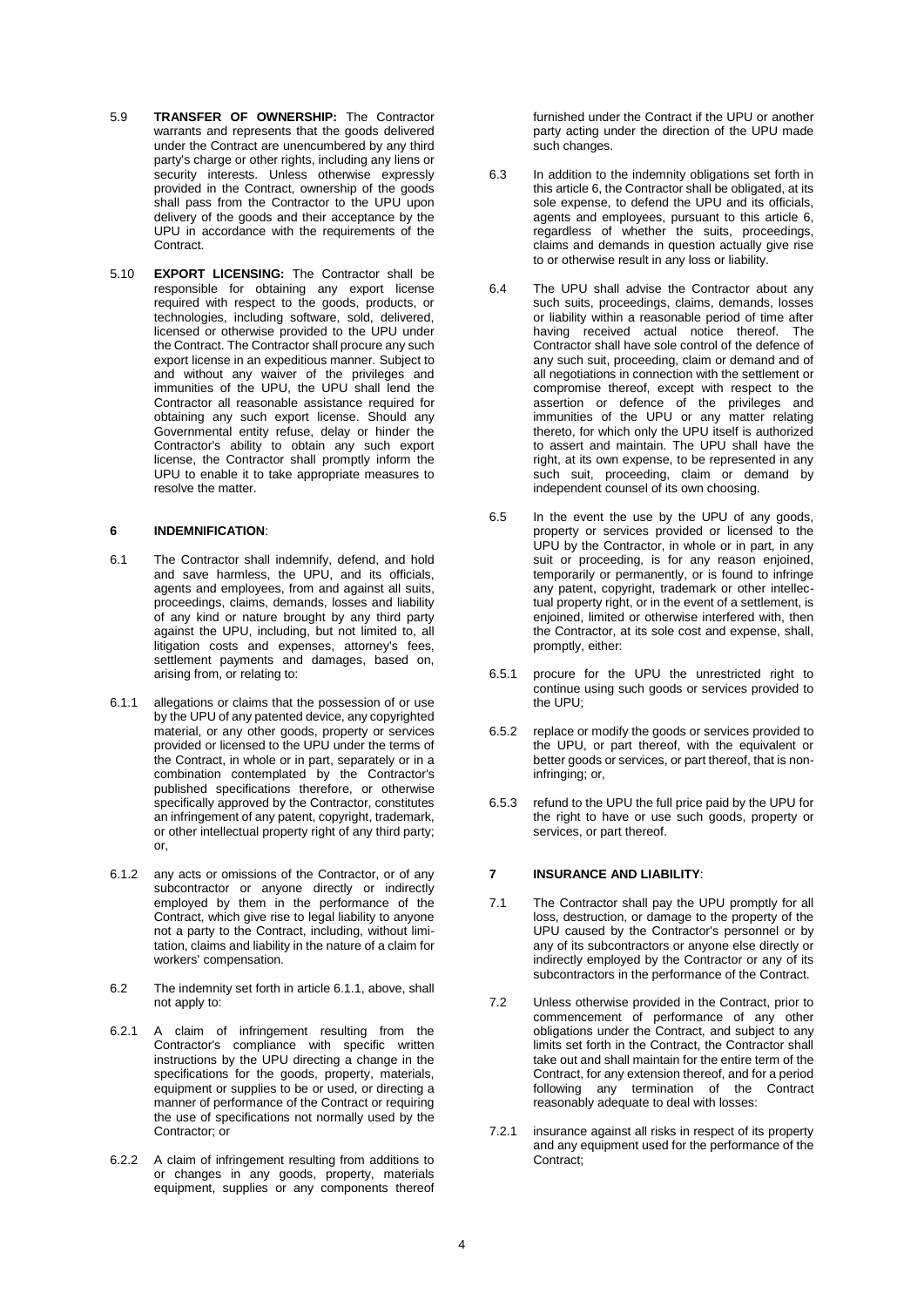5.9 **TRANSFER OF OWNERSHIP:** The Contractor warrants and represents that the goods delivered under the Contract are unencumbered by any third party's charge or other rights, including any liens or security interests. Unless otherwise expressly provided in the Contract, ownership of the goods shall pass from the Contractor to the UPU upon delivery of the goods and their acceptance by the UPU in accordance with the requirements of the Contract.

5.10 **EXPORT LICENSING:** The Contractor shall be responsible for obtaining any export license required with respect to the goods, products, or technologies, including software, sold, delivered, licensed or otherwise provided to the UPU under the Contract. The Contractor shall procure any such export license in an expeditious manner. Subject to and without any waiver of the privileges and immunities of the UPU, the UPU shall lend the Contractor all reasonable assistance required for obtaining any such export license. Should any Governmental entity refuse, delay or hinder the Contractor's ability to obtain any such export license, the Contractor shall promptly inform the UPU to enable it to take appropriate measures to resolve the matter.

## 6 INDEMNIFICATION:

6.1 The Contractor shall indemnify, defend, and hold and save harmless, the UPU, and its officials, agents and employees, from and against all suits, proceedings, claims, demands, losses and liability of any kind or nature brought by any third party against the UPU, including, but not limited to, all litigation costs and expenses, attorney's fees, settlement payments and damages, based on, arising from, or relating to:

6.1.1 allegations or claims that the possession of or use by the UPU of any patented device, any copyrighted material, or any other goods, property or services provided or licensed to the UPU under the terms of the Contract, in whole or in part, separately or in a combination contemplated by the Contractor's published specifications therefore, or otherwise specifically approved by the Contractor, constitutes an infringement of any patent, copyright, trademark, or other intellectual property right of any third party; or,

6.1.2 any acts or omissions of the Contractor, or of any subcontractor or anyone directly or indirectly employed by them in the performance of the Contract, which give rise to legal liability to anyone not a party to the Contract, including, without limitation, claims and liability in the nature of a claim for workers' compensation.

6.2 The indemnity set forth in article 6.1.1, above, shall not apply to:

6.2.1 A claim of infringement resulting from the Contractor's compliance with specific written instructions by the UPU directing a change in the specifications for the goods, property, materials, equipment or supplies to be or used, or directing a manner of performance of the Contract or requiring the use of specifications not normally used by the Contractor; or

6.2.2 A claim of infringement resulting from additions to or changes in any goods, property, materials equipment, supplies or any components thereof furnished under the Contract if the UPU or another party acting under the direction of the UPU made such changes.

6.3 In addition to the indemnity obligations set forth in this article 6, the Contractor shall be obligated, at its sole expense, to defend the UPU and its officials, agents and employees, pursuant to this article 6, regardless of whether the suits, proceedings, claims and demands in question actually give rise to or otherwise result in any loss or liability.

6.4 The UPU shall advise the Contractor about any such suits, proceedings, claims, demands, losses or liability within a reasonable period of time after having received actual notice thereof. The Contractor shall have sole control of the defence of any such suit, proceeding, claim or demand and of all negotiations in connection with the settlement or compromise thereof, except with respect to the assertion or defence of the privileges and immunities of the UPU or any matter relating thereto, for which only the UPU itself is authorized to assert and maintain. The UPU shall have the right, at its own expense, to be represented in any such suit, proceeding, claim or demand by independent counsel of its own choosing.

6.5 In the event the use by the UPU of any goods, property or services provided or licensed to the UPU by the Contractor, in whole or in part, in any suit or proceeding, is for any reason enjoined, temporarily or permanently, or is found to infringe any patent, copyright, trademark or other intellectual property right, or in the event of a settlement, is enjoined, limited or otherwise interfered with, then the Contractor, at its sole cost and expense, shall, promptly, either:

6.5.1 procure for the UPU the unrestricted right to continue using such goods or services provided to the UPU;

6.5.2 replace or modify the goods or services provided to the UPU, or part thereof, with the equivalent or better goods or services, or part thereof, that is non-infringing; or,

6.5.3 refund to the UPU the full price paid by the UPU for the right to have or use such goods, property or services, or part thereof.

## 7 INSURANCE AND LIABILITY:

7.1 The Contractor shall pay the UPU promptly for all loss, destruction, or damage to the property of the UPU caused by the Contractor's personnel or by any of its subcontractors or anyone else directly or indirectly employed by the Contractor or any of its subcontractors in the performance of the Contract.

7.2 Unless otherwise provided in the Contract, prior to commencement of performance of any other obligations under the Contract, and subject to any limits set forth in the Contract, the Contractor shall take out and shall maintain for the entire term of the Contract, for any extension thereof, and for a period following any termination of the Contract reasonably adequate to deal with losses:

7.2.1 insurance against all risks in respect of its property and any equipment used for the performance of the Contract;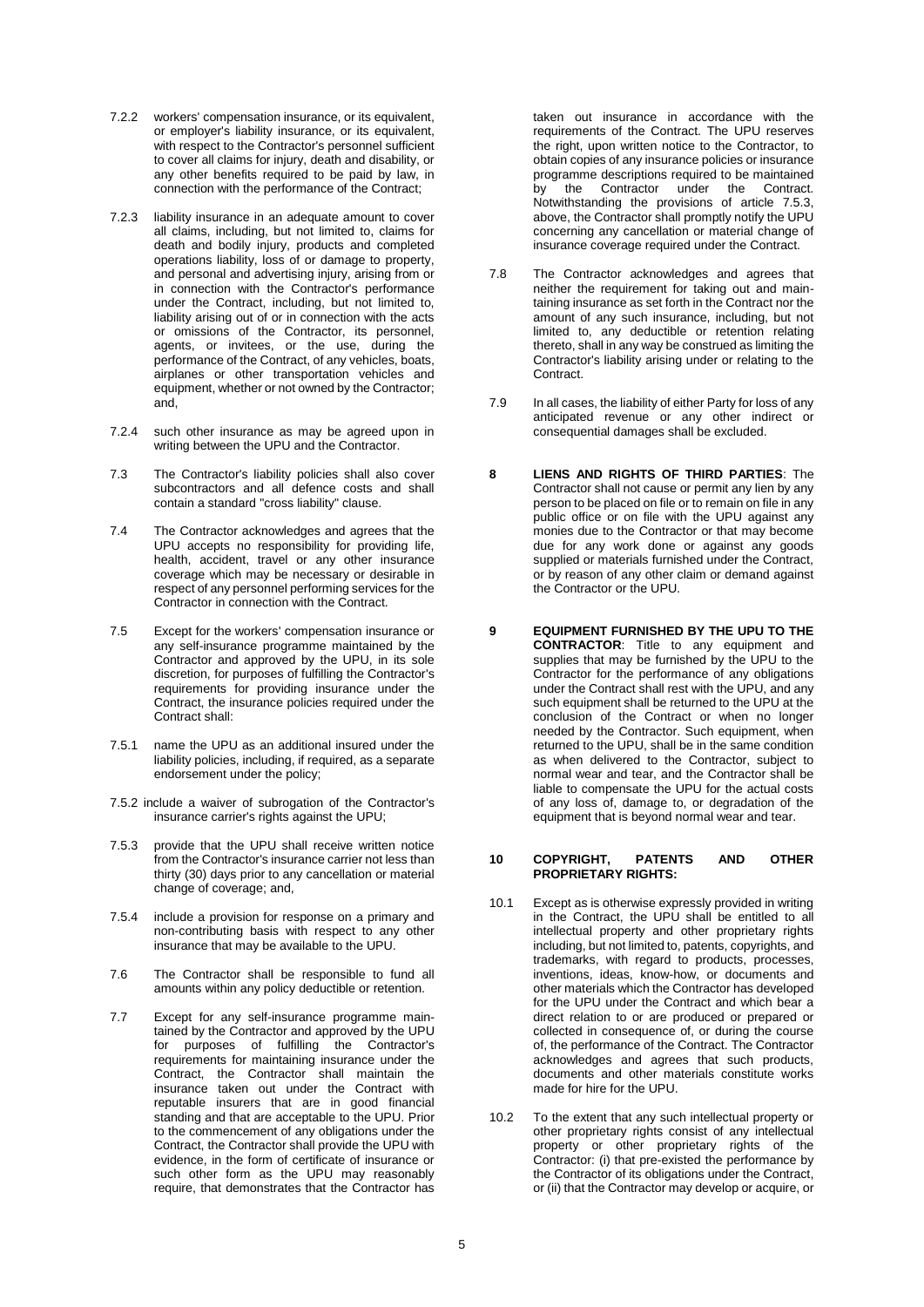7.2.2 workers' compensation insurance, or its equivalent, or employer's liability insurance, or its equivalent, with respect to the Contractor's personnel sufficient to cover all claims for injury, death and disability, or any other benefits required to be paid by law, in connection with the performance of the Contract;

7.2.3 liability insurance in an adequate amount to cover all claims, including, but not limited to, claims for death and bodily injury, products and completed operations liability, loss of or damage to property, and personal and advertising injury, arising from or in connection with the Contractor's performance under the Contract, including, but not limited to, liability arising out of or in connection with the acts or omissions of the Contractor, its personnel, agents, or invitees, or the use, during the performance of the Contract, of any vehicles, boats, airplanes or other transportation vehicles and equipment, whether or not owned by the Contractor; and,

7.2.4 such other insurance as may be agreed upon in writing between the UPU and the Contractor.

7.3 The Contractor's liability policies shall also cover subcontractors and all defence costs and shall contain a standard "cross liability" clause.

7.4 The Contractor acknowledges and agrees that the UPU accepts no responsibility for providing life, health, accident, travel or any other insurance coverage which may be necessary or desirable in respect of any personnel performing services for the Contractor in connection with the Contract.

7.5 Except for the workers' compensation insurance or any self-insurance programme maintained by the Contractor and approved by the UPU, in its sole discretion, for purposes of fulfilling the Contractor's requirements for providing insurance under the Contract, the insurance policies required under the Contract shall:

7.5.1 name the UPU as an additional insured under the liability policies, including, if required, as a separate endorsement under the policy;

7.5.2 include a waiver of subrogation of the Contractor's insurance carrier's rights against the UPU;

7.5.3 provide that the UPU shall receive written notice from the Contractor's insurance carrier not less than thirty (30) days prior to any cancellation or material change of coverage; and,

7.5.4 include a provision for response on a primary and non-contributing basis with respect to any other insurance that may be available to the UPU.

7.6 The Contractor shall be responsible to fund all amounts within any policy deductible or retention.

7.7 Except for any self-insurance programme maintained by the Contractor and approved by the UPU for purposes of fulfilling the Contractor's requirements for maintaining insurance under the Contract, the Contractor shall maintain the insurance taken out under the Contract with reputable insurers that are in good financial standing and that are acceptable to the UPU. Prior to the commencement of any obligations under the Contract, the Contractor shall provide the UPU with evidence, in the form of certificate of insurance or such other form as the UPU may reasonably require, that demonstrates that the Contractor has taken out insurance in accordance with the requirements of the Contract. The UPU reserves the right, upon written notice to the Contractor, to obtain copies of any insurance policies or insurance programme descriptions required to be maintained by the Contractor under the Contract. Notwithstanding the provisions of article 7.5.3, above, the Contractor shall promptly notify the UPU concerning any cancellation or material change of insurance coverage required under the Contract.

7.8 The Contractor acknowledges and agrees that neither the requirement for taking out and maintaining insurance as set forth in the Contract nor the amount of any such insurance, including, but not limited to, any deductible or retention relating thereto, shall in any way be construed as limiting the Contractor's liability arising under or relating to the Contract.

7.9 In all cases, the liability of either Party for loss of any anticipated revenue or any other indirect or consequential damages shall be excluded.

**8 LIENS AND RIGHTS OF THIRD PARTIES**: The Contractor shall not cause or permit any lien by any person to be placed on file or to remain on file in any public office or on file with the UPU against any monies due to the Contractor or that may become due for any work done or against any goods supplied or materials furnished under the Contract, or by reason of any other claim or demand against the Contractor or the UPU.

**9 EQUIPMENT FURNISHED BY THE UPU TO THE CONTRACTOR**: Title to any equipment and supplies that may be furnished by the UPU to the Contractor for the performance of any obligations under the Contract shall rest with the UPU, and any such equipment shall be returned to the UPU at the conclusion of the Contract or when no longer needed by the Contractor. Such equipment, when returned to the UPU, shall be in the same condition as when delivered to the Contractor, subject to normal wear and tear, and the Contractor shall be liable to compensate the UPU for the actual costs of any loss of, damage to, or degradation of the equipment that is beyond normal wear and tear.

**10 COPYRIGHT, PATENTS AND OTHER PROPRIETARY RIGHTS:**

10.1 Except as is otherwise expressly provided in writing in the Contract, the UPU shall be entitled to all intellectual property and other proprietary rights including, but not limited to, patents, copyrights, and trademarks, with regard to products, processes, inventions, ideas, know-how, or documents and other materials which the Contractor has developed for the UPU under the Contract and which bear a direct relation to or are produced or prepared or collected in consequence of, or during the course of, the performance of the Contract. The Contractor acknowledges and agrees that such products, documents and other materials constitute works made for hire for the UPU.

10.2 To the extent that any such intellectual property or other proprietary rights consist of any intellectual property or other proprietary rights of the Contractor: (i) that pre-existed the performance by the Contractor of its obligations under the Contract, or (ii) that the Contractor may develop or acquire, or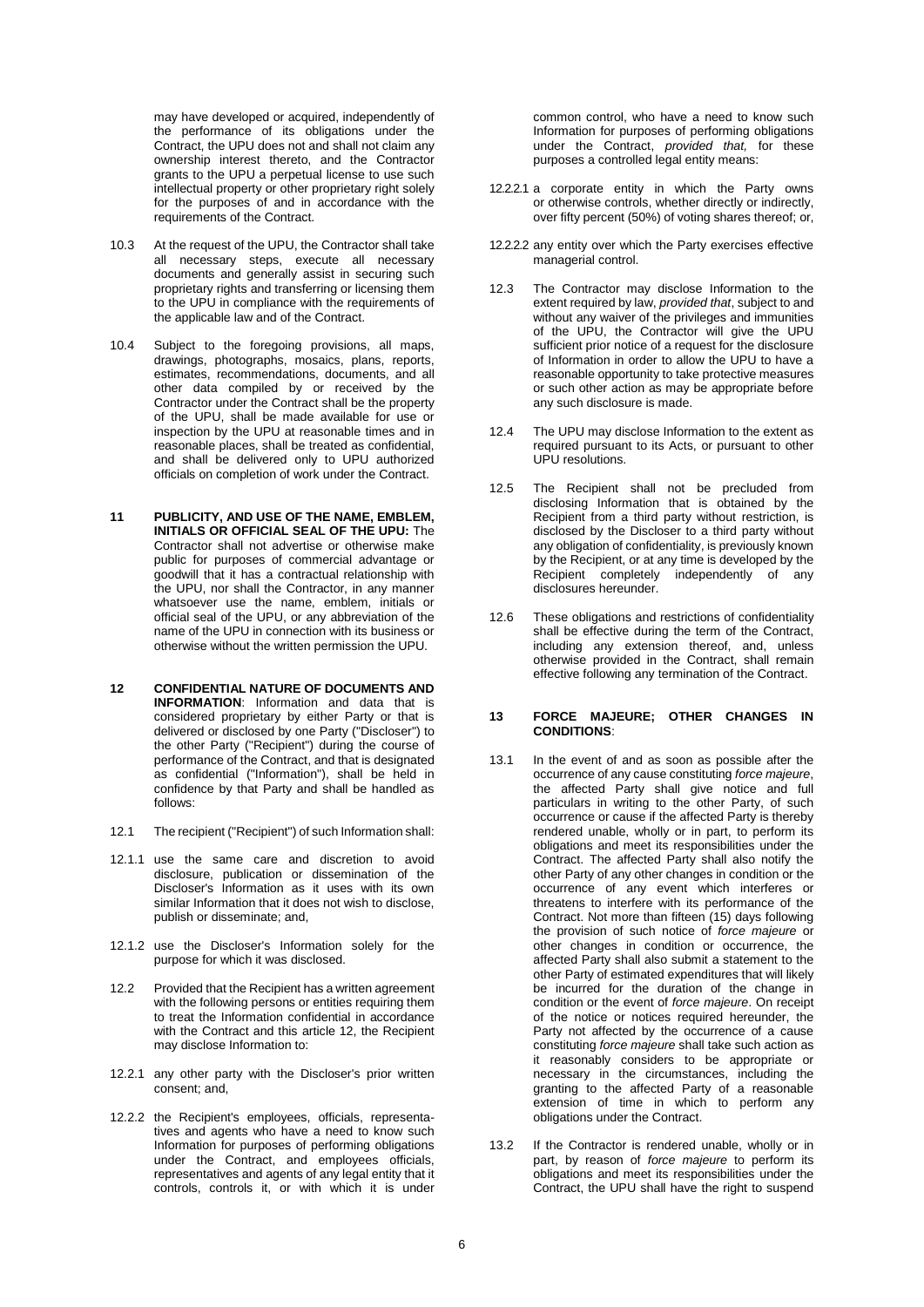may have developed or acquired, independently of the performance of its obligations under the Contract, the UPU does not and shall not claim any ownership interest thereto, and the Contractor grants to the UPU a perpetual license to use such intellectual property or other proprietary right solely for the purposes of and in accordance with the requirements of the Contract.

10.3 At the request of the UPU, the Contractor shall take all necessary steps, execute all necessary documents and generally assist in securing such proprietary rights and transferring or licensing them to the UPU in compliance with the requirements of the applicable law and of the Contract.

10.4 Subject to the foregoing provisions, all maps, drawings, photographs, mosaics, plans, reports, estimates, recommendations, documents, and all other data compiled by or received by the Contractor under the Contract shall be the property of the UPU, shall be made available for use or inspection by the UPU at reasonable times and in reasonable places, shall be treated as confidential, and shall be delivered only to UPU authorized officials on completion of work under the Contract.

**11 PUBLICITY, AND USE OF THE NAME, EMBLEM, INITIALS OR OFFICIAL SEAL OF THE UPU:** The Contractor shall not advertise or otherwise make public for purposes of commercial advantage or goodwill that it has a contractual relationship with the UPU, nor shall the Contractor, in any manner whatsoever use the name, emblem, initials or official seal of the UPU, or any abbreviation of the name of the UPU in connection with its business or otherwise without the written permission the UPU.

**12 CONFIDENTIAL NATURE OF DOCUMENTS AND INFORMATION**: Information and data that is considered proprietary by either Party or that is delivered or disclosed by one Party ("Discloser") to the other Party ("Recipient") during the course of performance of the Contract, and that is designated as confidential ("Information"), shall be held in confidence by that Party and shall be handled as follows:

12.1 The recipient ("Recipient") of such Information shall:

12.1.1 use the same care and discretion to avoid disclosure, publication or dissemination of the Discloser's Information as it uses with its own similar Information that it does not wish to disclose, publish or disseminate; and,

12.1.2 use the Discloser's Information solely for the purpose for which it was disclosed.

12.2 Provided that the Recipient has a written agreement with the following persons or entities requiring them to treat the Information confidential in accordance with the Contract and this article 12, the Recipient may disclose Information to:

12.2.1 any other party with the Discloser's prior written consent; and,

12.2.2 the Recipient's employees, officials, representatives and agents who have a need to know such Information for purposes of performing obligations under the Contract, and employees officials, representatives and agents of any legal entity that it controls, controls it, or with which it is under common control, who have a need to know such Information for purposes of performing obligations under the Contract, *provided that,* for these purposes a controlled legal entity means:

12.2.2.1 a corporate entity in which the Party owns or otherwise controls, whether directly or indirectly, over fifty percent (50%) of voting shares thereof; or,

12.2.2.2 any entity over which the Party exercises effective managerial control.

12.3 The Contractor may disclose Information to the extent required by law, *provided that*, subject to and without any waiver of the privileges and immunities of the UPU, the Contractor will give the UPU sufficient prior notice of a request for the disclosure of Information in order to allow the UPU to have a reasonable opportunity to take protective measures or such other action as may be appropriate before any such disclosure is made.

12.4 The UPU may disclose Information to the extent as required pursuant to its Acts, or pursuant to other UPU resolutions.

12.5 The Recipient shall not be precluded from disclosing Information that is obtained by the Recipient from a third party without restriction, is disclosed by the Discloser to a third party without any obligation of confidentiality, is previously known by the Recipient, or at any time is developed by the Recipient completely independently of any disclosures hereunder.

12.6 These obligations and restrictions of confidentiality shall be effective during the term of the Contract, including any extension thereof, and, unless otherwise provided in the Contract, shall remain effective following any termination of the Contract.

**13 FORCE MAJEURE; OTHER CHANGES IN CONDITIONS**:

13.1 In the event of and as soon as possible after the occurrence of any cause constituting *force majeure*, the affected Party shall give notice and full particulars in writing to the other Party, of such occurrence or cause if the affected Party is thereby rendered unable, wholly or in part, to perform its obligations and meet its responsibilities under the Contract. The affected Party shall also notify the other Party of any other changes in condition or the occurrence of any event which interferes or threatens to interfere with its performance of the Contract. Not more than fifteen (15) days following the provision of such notice of *force majeure* or other changes in condition or occurrence, the affected Party shall also submit a statement to the other Party of estimated expenditures that will likely be incurred for the duration of the change in condition or the event of *force majeure*. On receipt of the notice or notices required hereunder, the Party not affected by the occurrence of a cause constituting *force majeure* shall take such action as it reasonably considers to be appropriate or necessary in the circumstances, including the granting to the affected Party of a reasonable extension of time in which to perform any obligations under the Contract.

13.2 If the Contractor is rendered unable, wholly or in part, by reason of *force majeure* to perform its obligations and meet its responsibilities under the Contract, the UPU shall have the right to suspend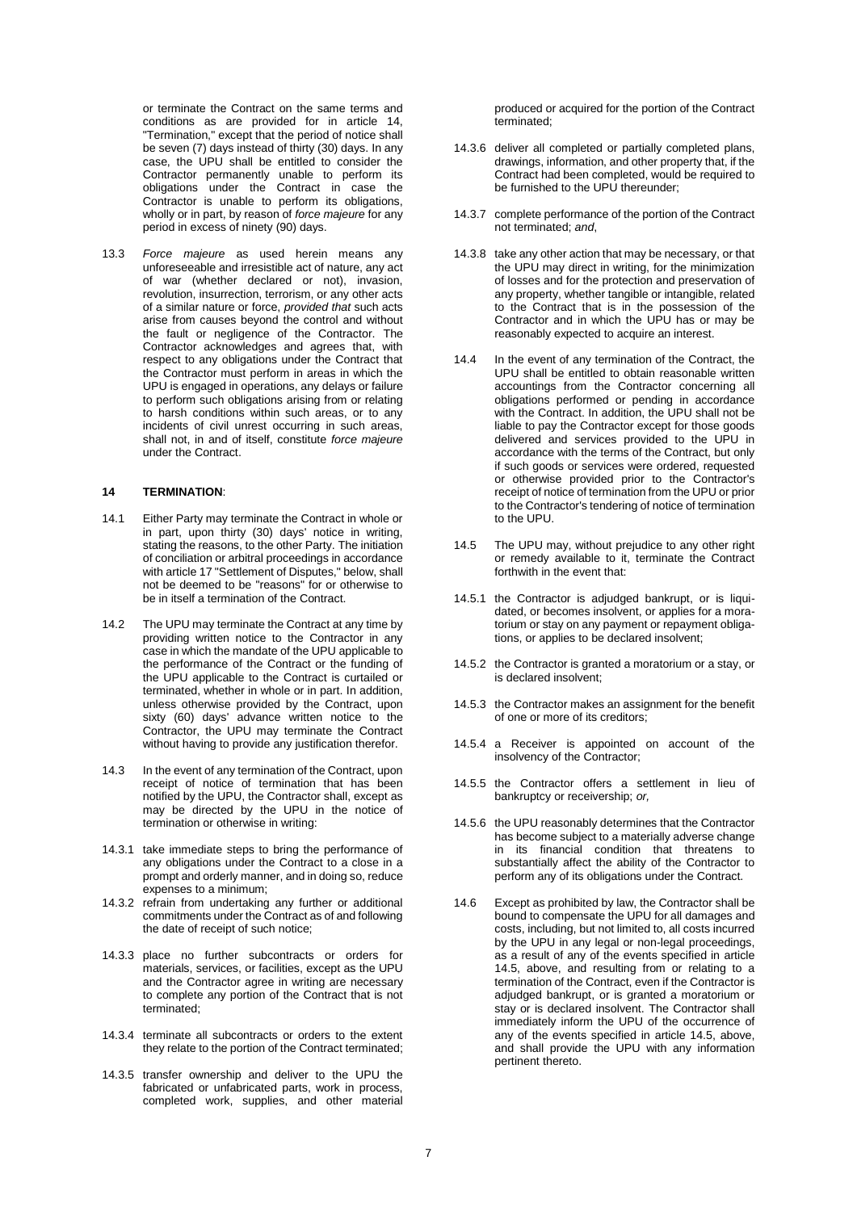or terminate the Contract on the same terms and conditions as are provided for in article 14, "Termination," except that the period of notice shall be seven (7) days instead of thirty (30) days. In any case, the UPU shall be entitled to consider the Contractor permanently unable to perform its obligations under the Contract in case the Contractor is unable to perform its obligations, wholly or in part, by reason of *force majeure* for any period in excess of ninety (90) days.

13.3 *Force majeure* as used herein means any unforeseeable and irresistible act of nature, any act of war (whether declared or not), invasion, revolution, insurrection, terrorism, or any other acts of a similar nature or force, *provided that* such acts arise from causes beyond the control and without the fault or negligence of the Contractor. The Contractor acknowledges and agrees that, with respect to any obligations under the Contract that the Contractor must perform in areas in which the UPU is engaged in operations, any delays or failure to perform such obligations arising from or relating to harsh conditions within such areas, or to any incidents of civil unrest occurring in such areas, shall not, in and of itself, constitute *force majeure* under the Contract.

## 14 TERMINATION:

14.1 Either Party may terminate the Contract in whole or in part, upon thirty (30) days' notice in writing, stating the reasons, to the other Party. The initiation of conciliation or arbitral proceedings in accordance with article 17 "Settlement of Disputes," below, shall not be deemed to be "reasons" for or otherwise to be in itself a termination of the Contract.

14.2 The UPU may terminate the Contract at any time by providing written notice to the Contractor in any case in which the mandate of the UPU applicable to the performance of the Contract or the funding of the UPU applicable to the Contract is curtailed or terminated, whether in whole or in part. In addition, unless otherwise provided by the Contract, upon sixty (60) days' advance written notice to the Contractor, the UPU may terminate the Contract without having to provide any justification therefor.

14.3 In the event of any termination of the Contract, upon receipt of notice of termination that has been notified by the UPU, the Contractor shall, except as may be directed by the UPU in the notice of termination or otherwise in writing:

14.3.1 take immediate steps to bring the performance of any obligations under the Contract to a close in a prompt and orderly manner, and in doing so, reduce expenses to a minimum;

14.3.2 refrain from undertaking any further or additional commitments under the Contract as of and following the date of receipt of such notice;

14.3.3 place no further subcontracts or orders for materials, services, or facilities, except as the UPU and the Contractor agree in writing are necessary to complete any portion of the Contract that is not terminated;

14.3.4 terminate all subcontracts or orders to the extent they relate to the portion of the Contract terminated;

14.3.5 transfer ownership and deliver to the UPU the fabricated or unfabricated parts, work in process, completed work, supplies, and other material produced or acquired for the portion of the Contract terminated;

14.3.6 deliver all completed or partially completed plans, drawings, information, and other property that, if the Contract had been completed, would be required to be furnished to the UPU thereunder;

14.3.7 complete performance of the portion of the Contract not terminated; *and*,

14.3.8 take any other action that may be necessary, or that the UPU may direct in writing, for the minimization of losses and for the protection and preservation of any property, whether tangible or intangible, related to the Contract that is in the possession of the Contractor and in which the UPU has or may be reasonably expected to acquire an interest.

14.4 In the event of any termination of the Contract, the UPU shall be entitled to obtain reasonable written accountings from the Contractor concerning all obligations performed or pending in accordance with the Contract. In addition, the UPU shall not be liable to pay the Contractor except for those goods delivered and services provided to the UPU in accordance with the terms of the Contract, but only if such goods or services were ordered, requested or otherwise provided prior to the Contractor's receipt of notice of termination from the UPU or prior to the Contractor's tendering of notice of termination to the UPU.

14.5 The UPU may, without prejudice to any other right or remedy available to it, terminate the Contract forthwith in the event that:

14.5.1 the Contractor is adjudged bankrupt, or is liquidated, or becomes insolvent, or applies for a moratorium or stay on any payment or repayment obligations, or applies to be declared insolvent;

14.5.2 the Contractor is granted a moratorium or a stay, or is declared insolvent;

14.5.3 the Contractor makes an assignment for the benefit of one or more of its creditors;

14.5.4 a Receiver is appointed on account of the insolvency of the Contractor;

14.5.5 the Contractor offers a settlement in lieu of bankruptcy or receivership; *or,*

14.5.6 the UPU reasonably determines that the Contractor has become subject to a materially adverse change in its financial condition that threatens to substantially affect the ability of the Contractor to perform any of its obligations under the Contract.

14.6 Except as prohibited by law, the Contractor shall be bound to compensate the UPU for all damages and costs, including, but not limited to, all costs incurred by the UPU in any legal or non-legal proceedings, as a result of any of the events specified in article 14.5, above, and resulting from or relating to a termination of the Contract, even if the Contractor is adjudged bankrupt, or is granted a moratorium or stay or is declared insolvent. The Contractor shall immediately inform the UPU of the occurrence of any of the events specified in article 14.5, above, and shall provide the UPU with any information pertinent thereto.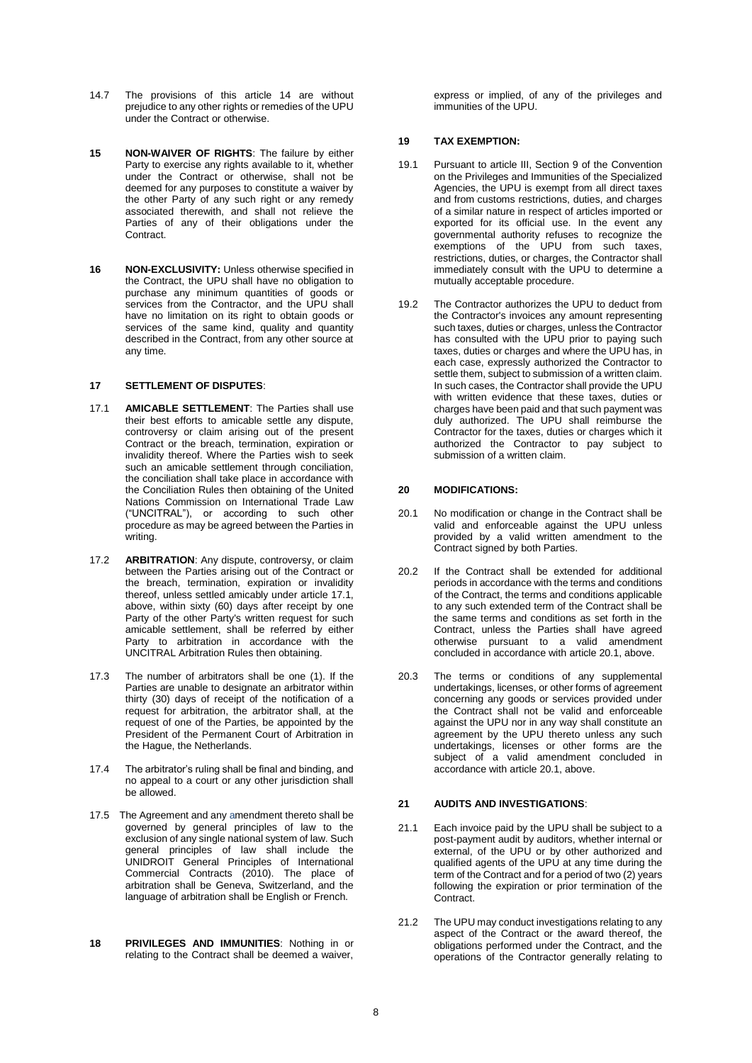14.7 The provisions of this article 14 are without prejudice to any other rights or remedies of the UPU under the Contract or otherwise.

**15 NON-WAIVER OF RIGHTS**: The failure by either Party to exercise any rights available to it, whether under the Contract or otherwise, shall not be deemed for any purposes to constitute a waiver by the other Party of any such right or any remedy associated therewith, and shall not relieve the Parties of any of their obligations under the Contract.

**16 NON-EXCLUSIVITY:** Unless otherwise specified in the Contract, the UPU shall have no obligation to purchase any minimum quantities of goods or services from the Contractor, and the UPU shall have no limitation on its right to obtain goods or services of the same kind, quality and quantity described in the Contract, from any other source at any time.

**17 SETTLEMENT OF DISPUTES**:

17.1 **AMICABLE SETTLEMENT**: The Parties shall use their best efforts to amicable settle any dispute, controversy or claim arising out of the present Contract or the breach, termination, expiration or invalidity thereof. Where the Parties wish to seek such an amicable settlement through conciliation, the conciliation shall take place in accordance with the Conciliation Rules then obtaining of the United Nations Commission on International Trade Law ("UNCITRAL"), or according to such other procedure as may be agreed between the Parties in writing.

17.2 **ARBITRATION**: Any dispute, controversy, or claim between the Parties arising out of the Contract or the breach, termination, expiration or invalidity thereof, unless settled amicably under article 17.1, above, within sixty (60) days after receipt by one Party of the other Party's written request for such amicable settlement, shall be referred by either Party to arbitration in accordance with the UNCITRAL Arbitration Rules then obtaining.

17.3 The number of arbitrators shall be one (1). If the Parties are unable to designate an arbitrator within thirty (30) days of receipt of the notification of a request for arbitration, the arbitrator shall, at the request of one of the Parties, be appointed by the President of the Permanent Court of Arbitration in the Hague, the Netherlands.

17.4 The arbitrator's ruling shall be final and binding, and no appeal to a court or any other jurisdiction shall be allowed.

17.5 The Agreement and any amendment thereto shall be governed by general principles of law to the exclusion of any single national system of law. Such general principles of law shall include the UNIDROIT General Principles of International Commercial Contracts (2010). The place of arbitration shall be Geneva, Switzerland, and the language of arbitration shall be English or French.

**18 PRIVILEGES AND IMMUNITIES**: Nothing in or relating to the Contract shall be deemed a waiver, express or implied, of any of the privileges and immunities of the UPU.

**19 TAX EXEMPTION:**

19.1 Pursuant to article III, Section 9 of the Convention on the Privileges and Immunities of the Specialized Agencies, the UPU is exempt from all direct taxes and from customs restrictions, duties, and charges of a similar nature in respect of articles imported or exported for its official use. In the event any governmental authority refuses to recognize the exemptions of the UPU from such taxes, restrictions, duties, or charges, the Contractor shall immediately consult with the UPU to determine a mutually acceptable procedure.

19.2 The Contractor authorizes the UPU to deduct from the Contractor's invoices any amount representing such taxes, duties or charges, unless the Contractor has consulted with the UPU prior to paying such taxes, duties or charges and where the UPU has, in each case, expressly authorized the Contractor to settle them, subject to submission of a written claim. In such cases, the Contractor shall provide the UPU with written evidence that these taxes, duties or charges have been paid and that such payment was duly authorized. The UPU shall reimburse the Contractor for the taxes, duties or charges which it authorized the Contractor to pay subject to submission of a written claim.

**20 MODIFICATIONS:**

20.1 No modification or change in the Contract shall be valid and enforceable against the UPU unless provided by a valid written amendment to the Contract signed by both Parties.

20.2 If the Contract shall be extended for additional periods in accordance with the terms and conditions of the Contract, the terms and conditions applicable to any such extended term of the Contract shall be the same terms and conditions as set forth in the Contract, unless the Parties shall have agreed otherwise pursuant to a valid amendment concluded in accordance with article 20.1, above.

20.3 The terms or conditions of any supplemental undertakings, licenses, or other forms of agreement concerning any goods or services provided under the Contract shall not be valid and enforceable against the UPU nor in any way shall constitute an agreement by the UPU thereto unless any such undertakings, licenses or other forms are the subject of a valid amendment concluded in accordance with article 20.1, above.

**21 AUDITS AND INVESTIGATIONS**:

21.1 Each invoice paid by the UPU shall be subject to a post-payment audit by auditors, whether internal or external, of the UPU or by other authorized and qualified agents of the UPU at any time during the term of the Contract and for a period of two (2) years following the expiration or prior termination of the Contract.

21.2 The UPU may conduct investigations relating to any aspect of the Contract or the award thereof, the obligations performed under the Contract, and the operations of the Contractor generally relating to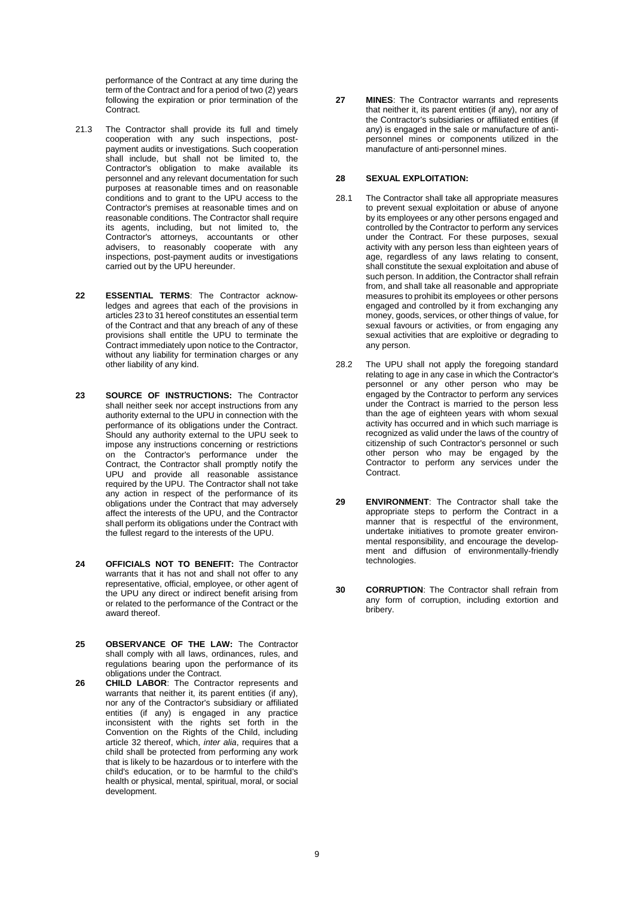performance of the Contract at any time during the term of the Contract and for a period of two (2) years following the expiration or prior termination of the Contract.

21.3 The Contractor shall provide its full and timely cooperation with any such inspections, post-payment audits or investigations. Such cooperation shall include, but shall not be limited to, the Contractor's obligation to make available its personnel and any relevant documentation for such purposes at reasonable times and on reasonable conditions and to grant to the UPU access to the Contractor's premises at reasonable times and on reasonable conditions. The Contractor shall require its agents, including, but not limited to, the Contractor's attorneys, accountants or other advisers, to reasonably cooperate with any inspections, post-payment audits or investigations carried out by the UPU hereunder.

**22 ESSENTIAL TERMS**: The Contractor acknowledges and agrees that each of the provisions in articles 23 to 31 hereof constitutes an essential term of the Contract and that any breach of any of these provisions shall entitle the UPU to terminate the Contract immediately upon notice to the Contractor, without any liability for termination charges or any other liability of any kind.

**23 SOURCE OF INSTRUCTIONS:** The Contractor shall neither seek nor accept instructions from any authority external to the UPU in connection with the performance of its obligations under the Contract. Should any authority external to the UPU seek to impose any instructions concerning or restrictions on the Contractor's performance under the Contract, the Contractor shall promptly notify the UPU and provide all reasonable assistance required by the UPU. The Contractor shall not take any action in respect of the performance of its obligations under the Contract that may adversely affect the interests of the UPU, and the Contractor shall perform its obligations under the Contract with the fullest regard to the interests of the UPU.

**24 OFFICIALS NOT TO BENEFIT:** The Contractor warrants that it has not and shall not offer to any representative, official, employee, or other agent of the UPU any direct or indirect benefit arising from or related to the performance of the Contract or the award thereof.

**25 OBSERVANCE OF THE LAW:** The Contractor shall comply with all laws, ordinances, rules, and regulations bearing upon the performance of its obligations under the Contract.

**26 CHILD LABOR**: The Contractor represents and warrants that neither it, its parent entities (if any), nor any of the Contractor's subsidiary or affiliated entities (if any) is engaged in any practice inconsistent with the rights set forth in the Convention on the Rights of the Child, including article 32 thereof, which, *inter alia*, requires that a child shall be protected from performing any work that is likely to be hazardous or to interfere with the child's education, or to be harmful to the child's health or physical, mental, spiritual, moral, or social development.

**27 MINES**: The Contractor warrants and represents that neither it, its parent entities (if any), nor any of the Contractor's subsidiaries or affiliated entities (if any) is engaged in the sale or manufacture of anti-personnel mines or components utilized in the manufacture of anti-personnel mines.

**28 SEXUAL EXPLOITATION:**

28.1 The Contractor shall take all appropriate measures to prevent sexual exploitation or abuse of anyone by its employees or any other persons engaged and controlled by the Contractor to perform any services under the Contract. For these purposes, sexual activity with any person less than eighteen years of age, regardless of any laws relating to consent, shall constitute the sexual exploitation and abuse of such person. In addition, the Contractor shall refrain from, and shall take all reasonable and appropriate measures to prohibit its employees or other persons engaged and controlled by it from exchanging any money, goods, services, or other things of value, for sexual favours or activities, or from engaging any sexual activities that are exploitive or degrading to any person.

28.2 The UPU shall not apply the foregoing standard relating to age in any case in which the Contractor's personnel or any other person who may be engaged by the Contractor to perform any services under the Contract is married to the person less than the age of eighteen years with whom sexual activity has occurred and in which such marriage is recognized as valid under the laws of the country of citizenship of such Contractor's personnel or such other person who may be engaged by the Contractor to perform any services under the Contract.

**29 ENVIRONMENT**: The Contractor shall take the appropriate steps to perform the Contract in a manner that is respectful of the environment, undertake initiatives to promote greater environmental responsibility, and encourage the development and diffusion of environmentally-friendly technologies.

**30 CORRUPTION**: The Contractor shall refrain from any form of corruption, including extortion and bribery.